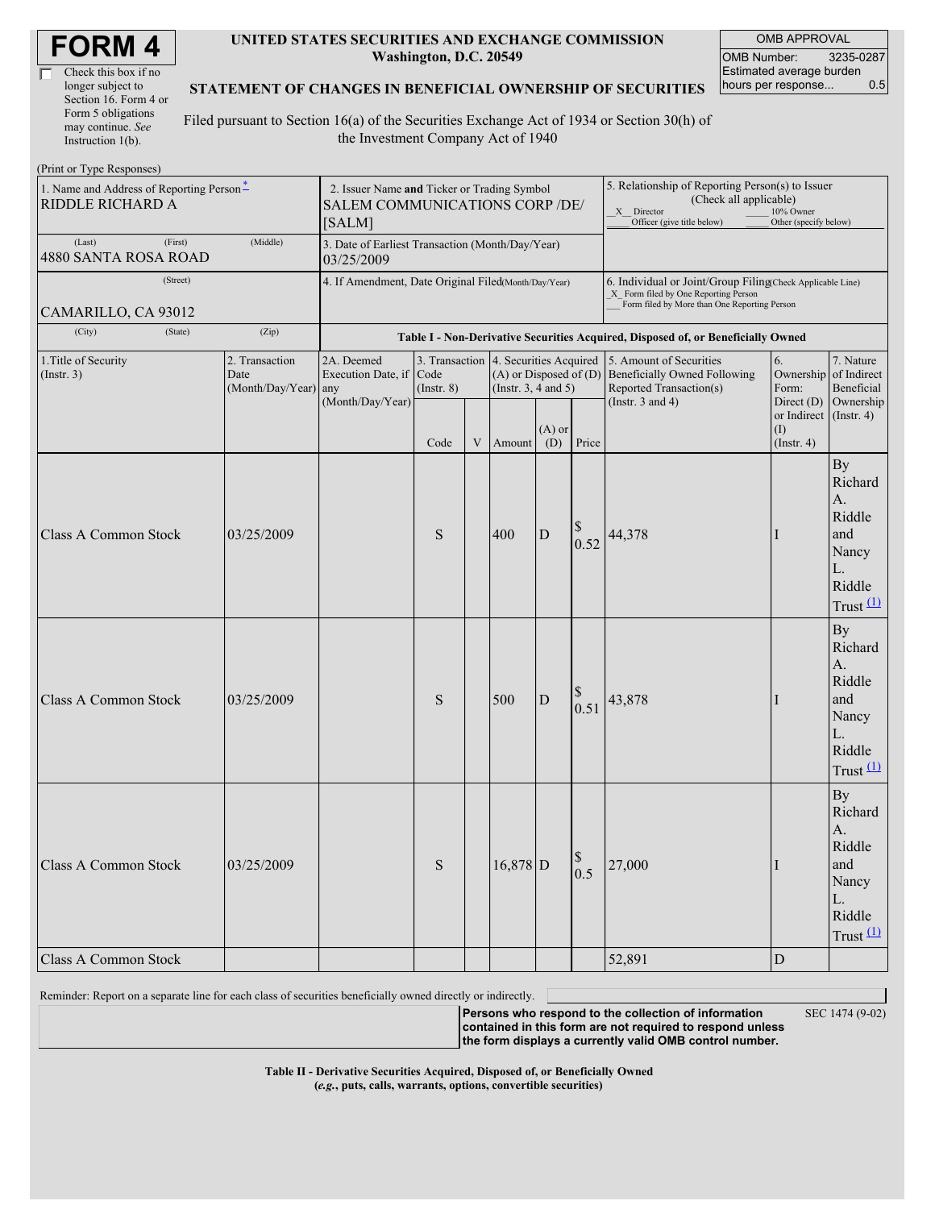# FORM 4

☐ Check this box if no longer subject to Section 16. Form 4 or Form 5 obligations may continue. *See* Instruction 1(b).

**UNITED STATES SECURITIES AND EXCHANGE COMMISSION**
**Washington, D.C. 20549**

**STATEMENT OF CHANGES IN BENEFICIAL OWNERSHIP OF SECURITIES**

Filed pursuant to Section 16(a) of the Securities Exchange Act of 1934 or Section 30(h) of the Investment Company Act of 1940

| OMB APPROVAL | |
|---|---|
| OMB Number: | 3235-0287 |
| Estimated average burden hours per response... | 0.5 |

(Print or Type Responses)

| 1. Name and Address of Reporting Person* | 2. Issuer Name and Ticker or Trading Symbol | 5. Relationship of Reporting Person(s) to Issuer (Check all applicable) |
|---|---|---|
| RIDDLE RICHARD A | SALEM COMMUNICATIONS CORP /DE/ [SALM] | _X_ Director ___ 10% Owner ___ Officer (give title below) ___ Other (specify below) |
| (Last) (First) (Middle) 4880 SANTA ROSA ROAD | 3. Date of Earliest Transaction (Month/Day/Year) 03/25/2009 | |
| (Street) CAMARILLO, CA 93012 | 4. If Amendment, Date Original Filed (Month/Day/Year) | 6. Individual or Joint/Group Filing (Check Applicable Line) _X_ Form filed by One Reporting Person ___ Form filed by More than One Reporting Person |
| (City) (State) (Zip) | | |

**Table I - Non-Derivative Securities Acquired, Disposed of, or Beneficially Owned**

| 1. Title of Security (Instr. 3) | 2. Transaction Date (Month/Day/Year) | 2A. Deemed Execution Date, if any (Month/Day/Year) | 3. Transaction Code (Instr. 8) | | 4. Securities Acquired (A) or Disposed of (D) (Instr. 3, 4 and 5) | | | 5. Amount of Securities Beneficially Owned Following Reported Transaction(s) (Instr. 3 and 4) | 6. Ownership Form: Direct (D) or Indirect (I) (Instr. 4) | 7. Nature of Indirect Beneficial Ownership (Instr. 4) |
|---|---|---|---|---|---|---|---|---|---|---|
| | | | Code | V | Amount | (A) or (D) | Price | | | |
| Class A Common Stock | 03/25/2009 | | S | | 400 | D | $ 0.52 | 44,378 | I | By Richard A. Riddle and Nancy L. Riddle Trust (1) |
| Class A Common Stock | 03/25/2009 | | S | | 500 | D | $ 0.51 | 43,878 | I | By Richard A. Riddle and Nancy L. Riddle Trust (1) |
| Class A Common Stock | 03/25/2009 | | S | | 16,878 | D | $ 0.5 | 27,000 | I | By Richard A. Riddle and Nancy L. Riddle Trust (1) |
| Class A Common Stock | | | | | | | | 52,891 | D | |

Reminder: Report on a separate line for each class of securities beneficially owned directly or indirectly.

**Persons who respond to the collection of information contained in this form are not required to respond unless the form displays a currently valid OMB control number.** SEC 1474 (9-02)

**Table II - Derivative Securities Acquired, Disposed of, or Beneficially Owned**
**(*e.g.*, puts, calls, warrants, options, convertible securities)**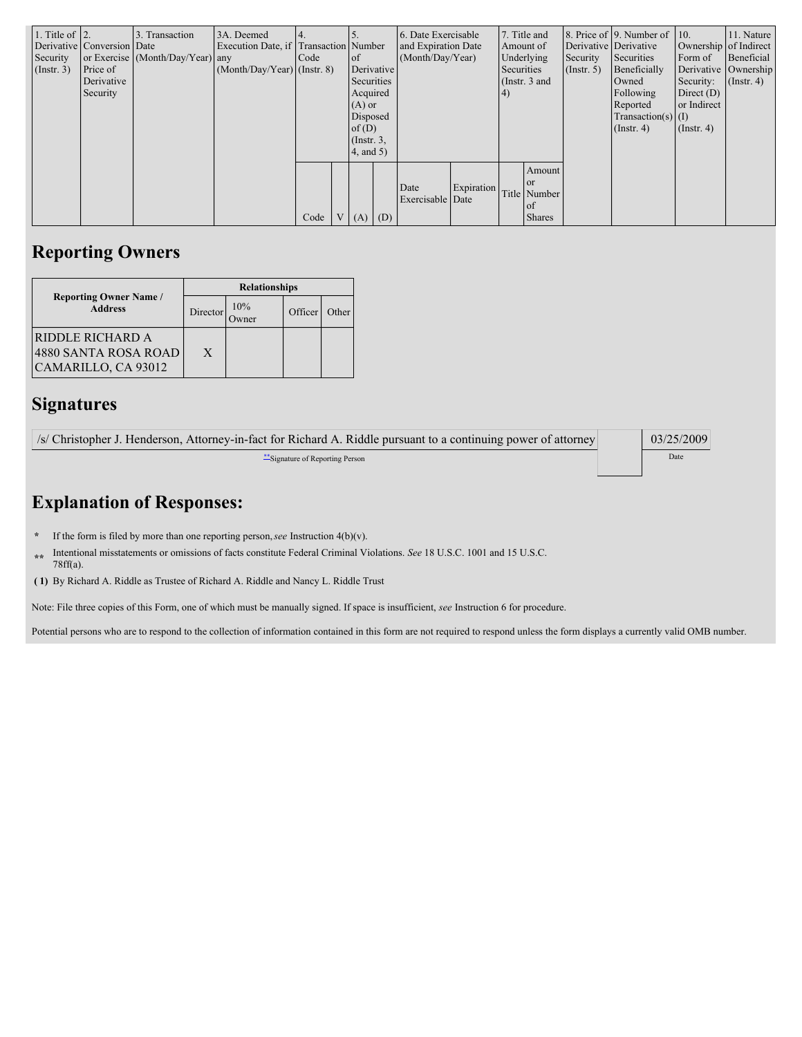| 1. Title of Derivative Security (Instr. 3) | 2. Conversion or Exercise Price of Derivative Security | 3. Transaction Date (Month/Day/Year) | 3A. Deemed Execution Date, if any (Month/Day/Year) | 4. Transaction Code (Instr. 8) | | 5. Number of Derivative Securities Acquired (A) or Disposed of (D) (Instr. 3, 4, and 5) | | 6. Date Exercisable and Expiration Date (Month/Day/Year) | | 7. Title and Amount of Underlying Securities (Instr. 3 and 4) | | 8. Price of Derivative Security (Instr. 5) | 9. Number of Derivative Securities Beneficially Owned Following Reported Transaction(s) (Instr. 4) | 10. Ownership Form of Derivative Security: Direct (D) or Indirect (I) (Instr. 4) | 11. Nature of Indirect Beneficial Ownership (Instr. 4) |
|---|---|---|---|---|---|---|---|---|---|---|---|---|---|---|---|
| | | | | Code | V | (A) | (D) | Date Exercisable | Expiration Date | Title | Amount or Number of Shares | | | | |

## Reporting Owners

| Reporting Owner Name / Address | Relationships | | | |
|---|---|---|---|---|
| | Director | 10% Owner | Officer | Other |
| RIDDLE RICHARD A<br>4880 SANTA ROSA ROAD<br>CAMARILLO, CA 93012 | X | | | |

## Signatures

| | |
|---|---|
| /s/ Christopher J. Henderson, Attorney-in-fact for Richard A. Riddle pursuant to a continuing power of attorney | 03/25/2009 |
| **Signature of Reporting Person | Date |

## Explanation of Responses:

* If the form is filed by more than one reporting person, *see* Instruction 4(b)(v).

** Intentional misstatements or omissions of facts constitute Federal Criminal Violations. *See* 18 U.S.C. 1001 and 15 U.S.C. 78ff(a).

( 1) By Richard A. Riddle as Trustee of Richard A. Riddle and Nancy L. Riddle Trust

Note: File three copies of this Form, one of which must be manually signed. If space is insufficient, *see* Instruction 6 for procedure.

Potential persons who are to respond to the collection of information contained in this form are not required to respond unless the form displays a currently valid OMB number.